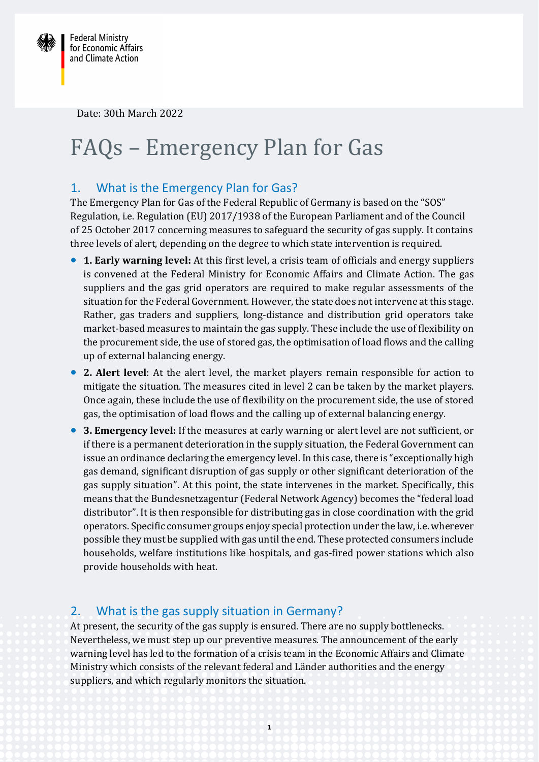Federal Ministry for Economic Affairs and Climate Action

Date: 30th March 2022

# FAQs – Emergency Plan for Gas

## 1. What is the Emergency Plan for Gas?

The Emergency Plan for Gas of the Federal Republic of Germany is based on the "SOS" Regulation, i.e. Regulation (EU) 2017/1938 of the European Parliament and of the Council of 25 October 2017 concerning measures to safeguard the security of gas supply. It contains three levels of alert, depending on the degree to which state intervention is required.

- **1. Early warning level:** At this first level, a crisis team of officials and energy suppliers is convened at the Federal Ministry for Economic Affairs and Climate Action. The gas suppliers and the gas grid operators are required to make regular assessments of the situation for the Federal Government. However, the state does not intervene at this stage. Rather, gas traders and suppliers, long-distance and distribution grid operators take market-based measures to maintain the gas supply. These include the use of flexibility on the procurement side, the use of stored gas, the optimisation of load flows and the calling up of external balancing energy.
- **2. Alert level**: At the alert level, the market players remain responsible for action to mitigate the situation. The measures cited in level 2 can be taken by the market players. Once again, these include the use of flexibility on the procurement side, the use of stored gas, the optimisation of load flows and the calling up of external balancing energy.
- **3. Emergency level:** If the measures at early warning or alert level are not sufficient, or if there is a permanent deterioration in the supply situation, the Federal Government can issue an ordinance declaring the emergency level. In this case, there is "exceptionally high gas demand, significant disruption of gas supply or other significant deterioration of the gas supply situation". At this point, the state intervenes in the market. Specifically, this means that the Bundesnetzagentur (Federal Network Agency) becomes the "federal load distributor". It is then responsible for distributing gas in close coordination with the grid operators. Specific consumer groups enjoy special protection under the law, i.e. wherever possible they must be supplied with gas until the end. These protected consumers include households, welfare institutions like hospitals, and gas-fired power stations which also provide households with heat.

## 2. What is the gas supply situation in Germany?

At present, the security of the gas supply is ensured. There are no supply bottlenecks. Nevertheless, we must step up our preventive measures. The announcement of the early warning level has led to the formation of a crisis team in the Economic Affairs and Climate Ministry which consists of the relevant federal and Länder authorities and the energy suppliers, and which regularly monitors the situation.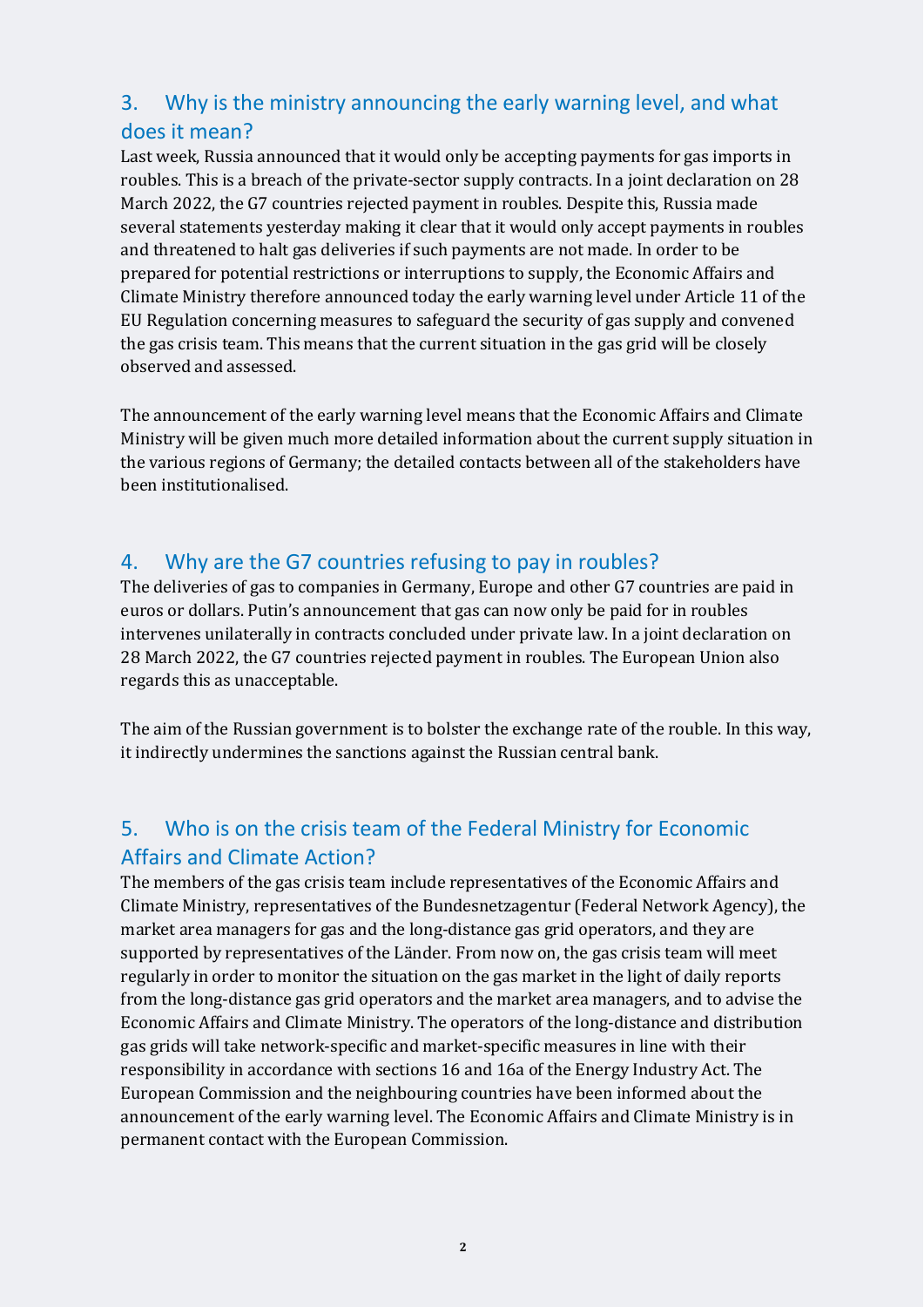## 3. Why is the ministry announcing the early warning level, and what does it mean?

Last week, Russia announced that it would only be accepting payments for gas imports in roubles. This is a breach of the private-sector supply contracts. In a joint declaration on 28 March 2022, the G7 countries rejected payment in roubles. Despite this, Russia made several statements yesterday making it clear that it would only accept payments in roubles and threatened to halt gas deliveries if such payments are not made. In order to be prepared for potential restrictions or interruptions to supply, the Economic Affairs and Climate Ministry therefore announced today the early warning level under Article 11 of the EU Regulation concerning measures to safeguard the security of gas supply and convened the gas crisis team. This means that the current situation in the gas grid will be closely observed and assessed.

The announcement of the early warning level means that the Economic Affairs and Climate Ministry will be given much more detailed information about the current supply situation in the various regions of Germany; the detailed contacts between all of the stakeholders have been institutionalised.

## 4. Why are the G7 countries refusing to pay in roubles?

The deliveries of gas to companies in Germany, Europe and other G7 countries are paid in euros or dollars. Putin's announcement that gas can now only be paid for in roubles intervenes unilaterally in contracts concluded under private law. In a joint declaration on 28 March 2022, the G7 countries rejected payment in roubles. The European Union also regards this as unacceptable.

The aim of the Russian government is to bolster the exchange rate of the rouble. In this way, it indirectly undermines the sanctions against the Russian central bank.

## 5. Who is on the crisis team of the Federal Ministry for Economic Affairs and Climate Action?

The members of the gas crisis team include representatives of the Economic Affairs and Climate Ministry, representatives of the Bundesnetzagentur (Federal Network Agency), the market area managers for gas and the long-distance gas grid operators, and they are supported by representatives of the Länder. From now on, the gas crisis team will meet regularly in order to monitor the situation on the gas market in the light of daily reports from the long-distance gas grid operators and the market area managers, and to advise the Economic Affairs and Climate Ministry. The operators of the long-distance and distribution gas grids will take network-specific and market-specific measures in line with their responsibility in accordance with sections 16 and 16a of the Energy Industry Act. The European Commission and the neighbouring countries have been informed about the announcement of the early warning level. The Economic Affairs and Climate Ministry is in permanent contact with the European Commission.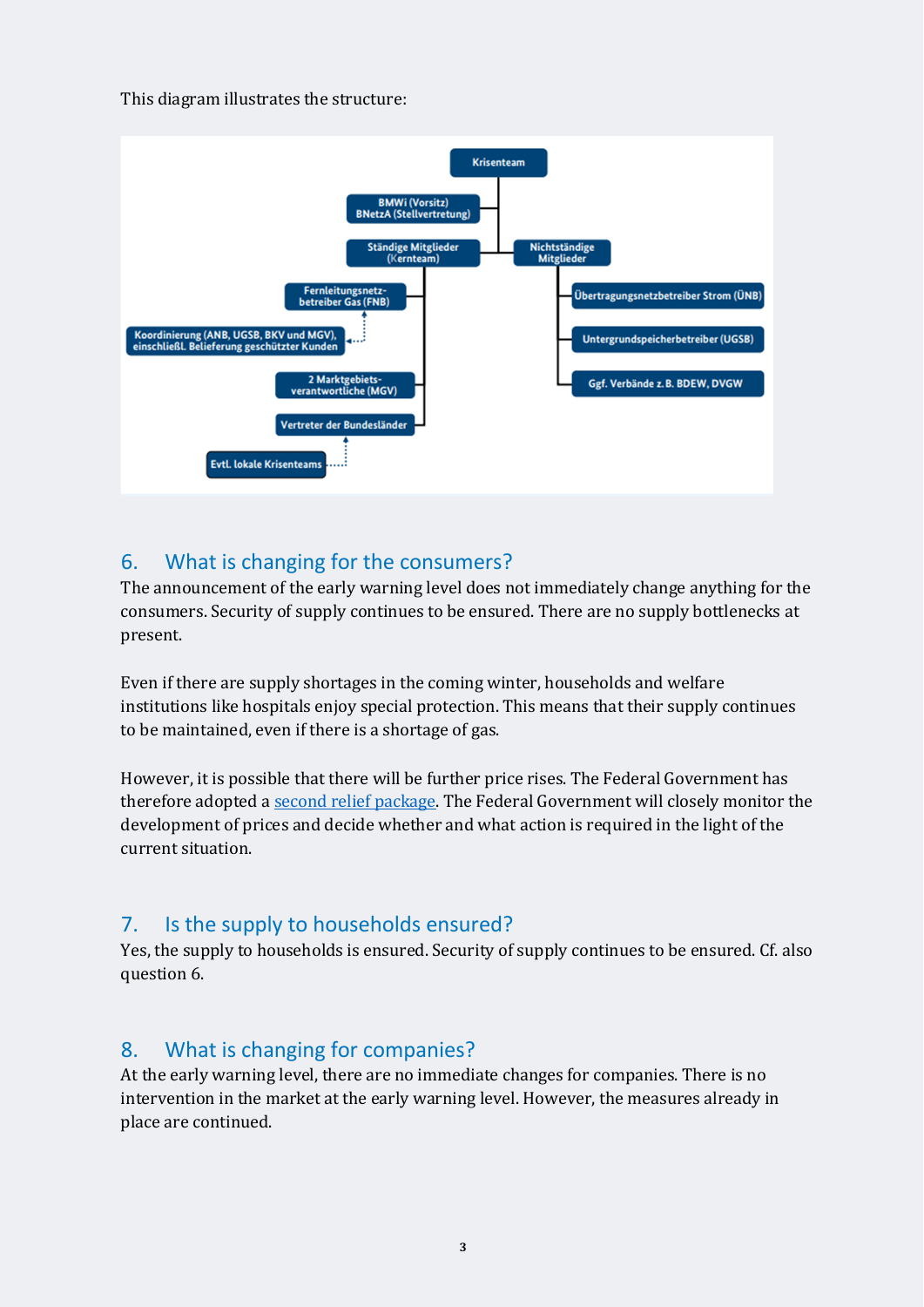This diagram illustrates the structure:

- Krisenteam
  - BMWi (Vorsitz), BNetzA (Stellvertretung)
  - Ständige Mitglieder (Kernteam)
    - Fernleitungsnetzbetreiber Gas (FNB)
      - Koordinierung (ANB, UGSB, BKV und MGV), einschließl. Belieferung geschützter Kunden
    - 2 Marktgebietsverantwortliche (MGV)
    - Vertreter der Bundesländer
      - Evtl. lokale Krisenteams
  - Nichtständige Mitglieder
    - Übertragungsnetzbetreiber Strom (ÜNB)
    - Untergrundspeicherbetreiber (UGSB)
    - Ggf. Verbände z. B. BDEW, DVGW

## 6. What is changing for the consumers?

The announcement of the early warning level does not immediately change anything for the consumers. Security of supply continues to be ensured. There are no supply bottlenecks at present.

Even if there are supply shortages in the coming winter, households and welfare institutions like hospitals enjoy special protection. This means that their supply continues to be maintained, even if there is a shortage of gas.

However, it is possible that there will be further price rises. The Federal Government has therefore adopted a second relief package. The Federal Government will closely monitor the development of prices and decide whether and what action is required in the light of the current situation.

## 7. Is the supply to households ensured?

Yes, the supply to households is ensured. Security of supply continues to be ensured. Cf. also question 6.

## 8. What is changing for companies?

At the early warning level, there are no immediate changes for companies. There is no intervention in the market at the early warning level. However, the measures already in place are continued.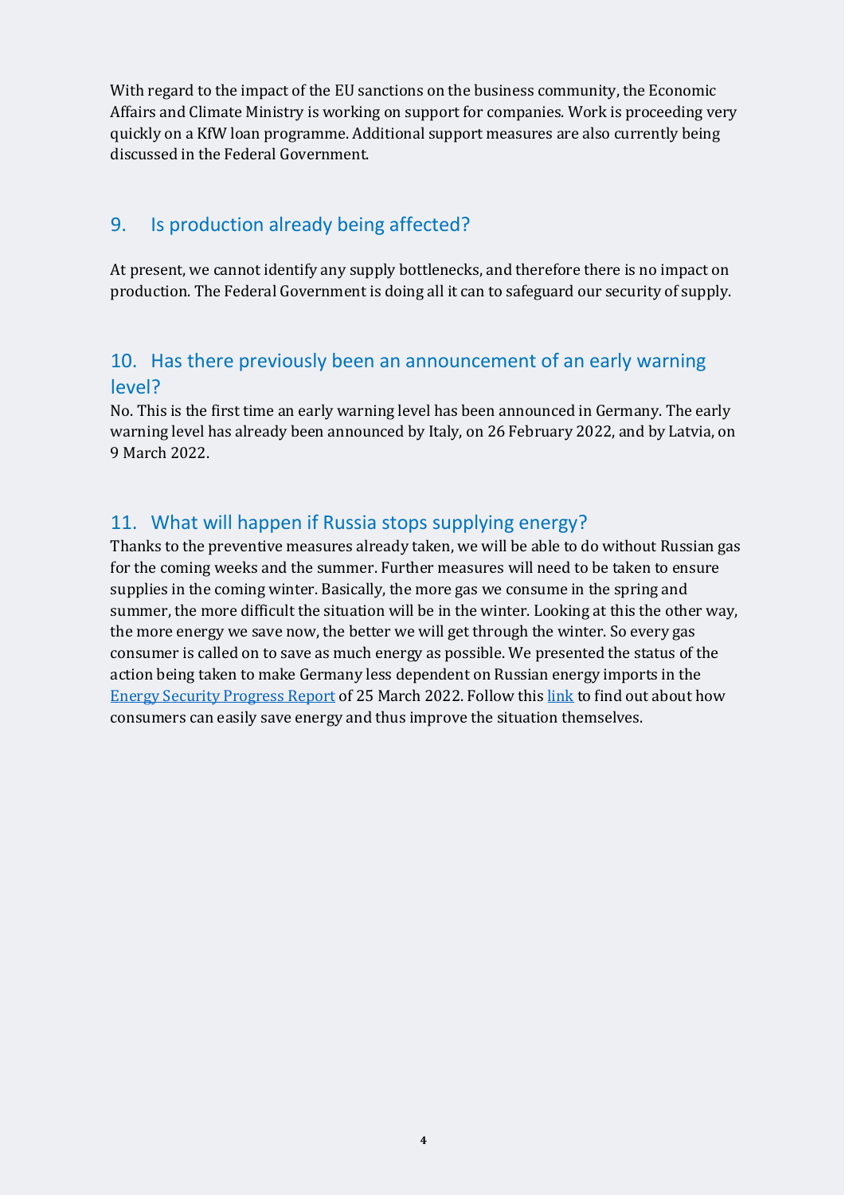With regard to the impact of the EU sanctions on the business community, the Economic Affairs and Climate Ministry is working on support for companies. Work is proceeding very quickly on a KfW loan programme. Additional support measures are also currently being discussed in the Federal Government.

## 9. Is production already being affected?

At present, we cannot identify any supply bottlenecks, and therefore there is no impact on production. The Federal Government is doing all it can to safeguard our security of supply.

## 10. Has there previously been an announcement of an early warning level?

No. This is the first time an early warning level has been announced in Germany. The early warning level has already been announced by Italy, on 26 February 2022, and by Latvia, on 9 March 2022.

## 11. What will happen if Russia stops supplying energy?

Thanks to the preventive measures already taken, we will be able to do without Russian gas for the coming weeks and the summer. Further measures will need to be taken to ensure supplies in the coming winter. Basically, the more gas we consume in the spring and summer, the more difficult the situation will be in the winter. Looking at this the other way, the more energy we save now, the better we will get through the winter. So every gas consumer is called on to save as much energy as possible. We presented the status of the action being taken to make Germany less dependent on Russian energy imports in the Energy Security Progress Report of 25 March 2022. Follow this link to find out about how consumers can easily save energy and thus improve the situation themselves.